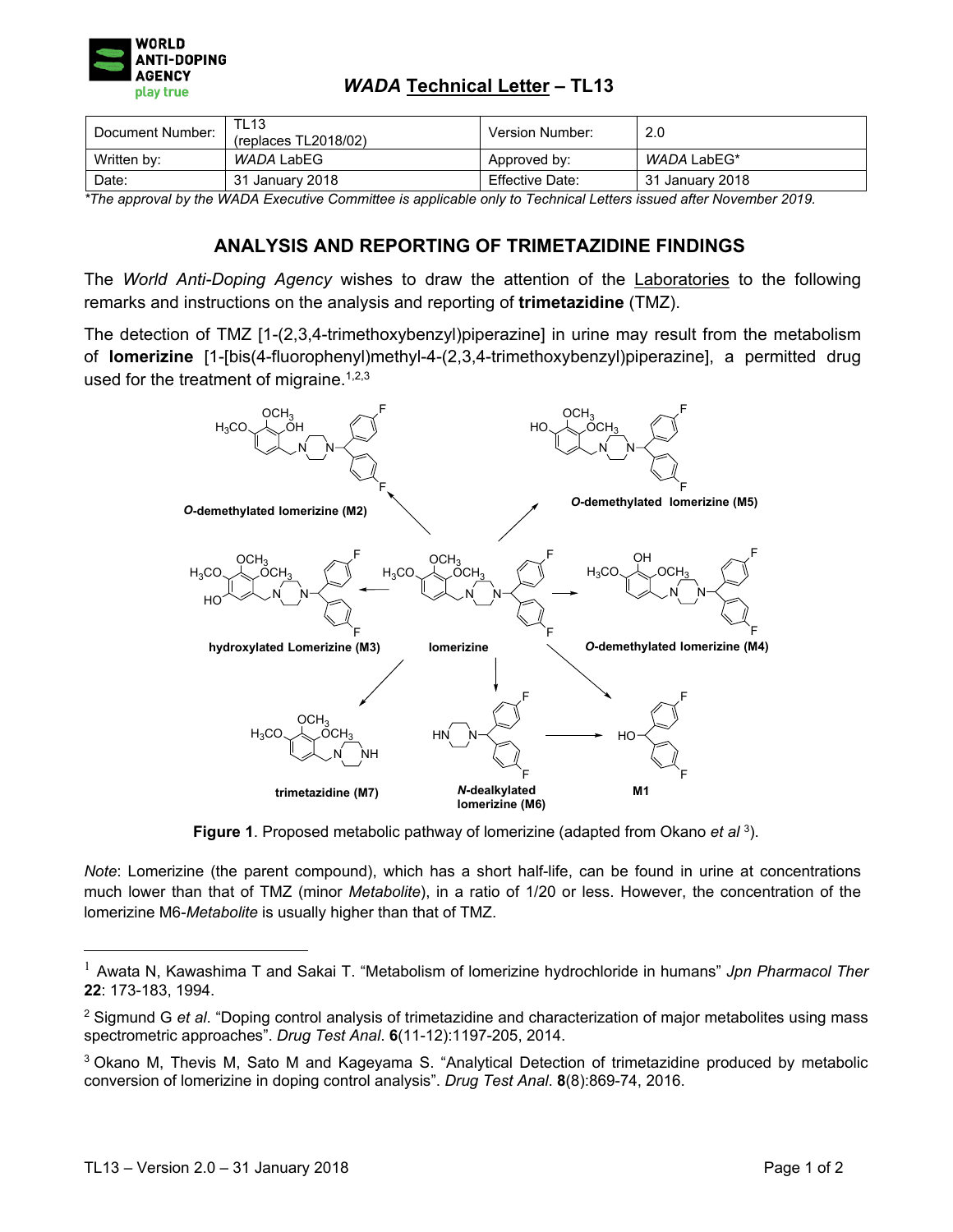WORLD ANTI-DOPING AGENCY
play true

# *WADA* Technical Letter – TL13

| Document Number: | TL13 (replaces TL2018/02) | Version Number: | 2.0 |
|---|---|---|---|
| Written by: | *WADA* LabEG | Approved by: | *WADA* LabEG* |
| Date: | 31 January 2018 | Effective Date: | 31 January 2018 |

*\*The approval by the WADA Executive Committee is applicable only to Technical Letters issued after November 2019.*

## ANALYSIS AND REPORTING OF TRIMETAZIDINE FINDINGS

The *World Anti-Doping Agency* wishes to draw the attention of the Laboratories to the following remarks and instructions on the analysis and reporting of **trimetazidine** (TMZ).

The detection of TMZ [1-(2,3,4-trimethoxybenzyl)piperazine] in urine may result from the metabolism of **lomerizine** [1-[bis(4-fluorophenyl)methyl-4-(2,3,4-trimethoxybenzyl)piperazine], a permitted drug used for the treatment of migraine.[1,2,3]

**Figure 1**. Proposed metabolic pathway of lomerizine (adapted from Okano *et al* [3]).

*Note*: Lomerizine (the parent compound), which has a short half-life, can be found in urine at concentrations much lower than that of TMZ (minor *Metabolite*), in a ratio of 1/20 or less. However, the concentration of the lomerizine M6-*Metabolite* is usually higher than that of TMZ.

---

[1] Awata N, Kawashima T and Sakai T. "Metabolism of lomerizine hydrochloride in humans" *Jpn Pharmacol Ther* **22**: 173-183, 1994.

[2] Sigmund G *et al.* "Doping control analysis of trimetazidine and characterization of major metabolites using mass spectrometric approaches". *Drug Test Anal*. **6**(11-12):1197-205, 2014.

[3] Okano M, Thevis M, Sato M and Kageyama S. "Analytical Detection of trimetazidine produced by metabolic conversion of lomerizine in doping control analysis". *Drug Test Anal*. **8**(8):869-74, 2016.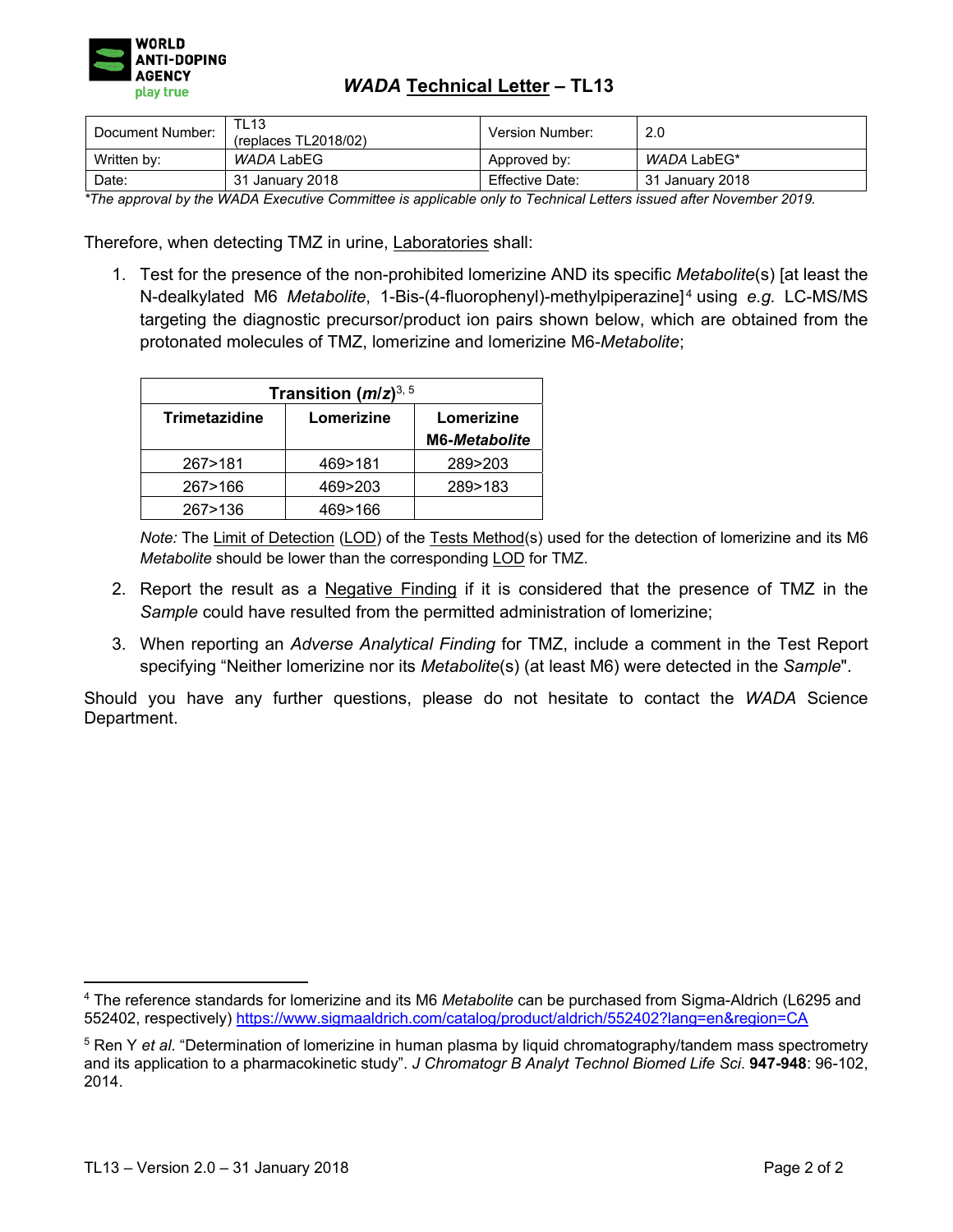**WORLD ANTI-DOPING AGENCY**
play true

## *WADA* Technical Letter – TL13

| Document Number: | TL13 (replaces TL2018/02) | Version Number: | 2.0 |
|---|---|---|---|
| Written by: | *WADA* LabEG | Approved by: | *WADA* LabEG* |
| Date: | 31 January 2018 | Effective Date: | 31 January 2018 |

**The approval by the WADA Executive Committee is applicable only to Technical Letters issued after November 2019.*

Therefore, when detecting TMZ in urine, Laboratories shall:

1. Test for the presence of the non-prohibited lomerizine AND its specific *Metabolite*(s) [at least the N-dealkylated M6 *Metabolite*, 1-Bis-(4-fluorophenyl)-methylpiperazine][4] using *e.g.* LC-MS/MS targeting the diagnostic precursor/product ion pairs shown below, which are obtained from the protonated molecules of TMZ, lomerizine and lomerizine M6-*Metabolite*;

| **Transition (*m/z*)**[3, 5] | | |
|---|---|---|
| **Trimetazidine** | **Lomerizine** | **Lomerizine M6-*Metabolite*** |
| 267>181 | 469>181 | 289>203 |
| 267>166 | 469>203 | 289>183 |
| 267>136 | 469>166 | |

*Note:* The Limit of Detection (LOD) of the Tests Method(s) used for the detection of lomerizine and its M6 *Metabolite* should be lower than the corresponding LOD for TMZ.

2. Report the result as a Negative Finding if it is considered that the presence of TMZ in the *Sample* could have resulted from the permitted administration of lomerizine;

3. When reporting an *Adverse Analytical Finding* for TMZ, include a comment in the Test Report specifying "Neither lomerizine nor its *Metabolite*(s) (at least M6) were detected in the *Sample*".

Should you have any further questions, please do not hesitate to contact the *WADA* Science Department.

---

[4] The reference standards for lomerizine and its M6 *Metabolite* can be purchased from Sigma-Aldrich (L6295 and 552402, respectively) https://www.sigmaaldrich.com/catalog/product/aldrich/552402?lang=en&region=CA

[5] Ren Y *et al*. "Determination of lomerizine in human plasma by liquid chromatography/tandem mass spectrometry and its application to a pharmacokinetic study". *J Chromatogr B Analyt Technol Biomed Life Sci*. **947-948**: 96-102, 2014.